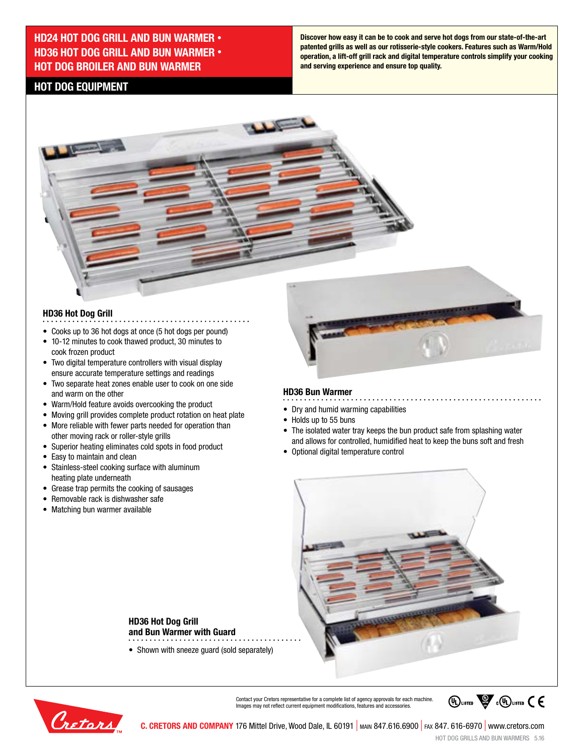# HD24 HOT DOG GRILL AND BUN WARMER • HD36 HOT DOG GRILL AND BUN WARMER • HOT DOG BROILER AND BUN WARMER

## HOT DOG EQUIPMENT

**Discover how easy it can be to cook and serve hot dogs from our state-of-the-art patented grills as well as our rotisserie-style cookers. Features such as Warm/Hold operation, a lift-off grill rack and digital temperature controls simplify your cooking and serving experience and ensure top quality.**

### HD36 Hot Dog Grill

- Cooks up to 36 hot dogs at once (5 hot dogs per pound)
- 10-12 minutes to cook thawed product, 30 minutes to cook frozen product
- Two digital temperature controllers with visual display ensure accurate temperature settings and readings
- Two separate heat zones enable user to cook on one side and warm on the other
- Warm/Hold feature avoids overcooking the product
- Moving grill provides complete product rotation on heat plate
- More reliable with fewer parts needed for operation than other moving rack or roller-style grills
- Superior heating eliminates cold spots in food product
- Easy to maintain and clean
- Stainless-steel cooking surface with aluminum heating plate underneath
- Grease trap permits the cooking of sausages
- Removable rack is dishwasher safe
- Matching bun warmer available

### HD36 Bun Warmer

- Dry and humid warming capabilities
- Holds up to 55 buns
- The isolated water tray keeps the bun product safe from splashing water and allows for controlled, humidified heat to keep the buns soft and fresh
- Optional digital temperature control

### HD36 Hot Dog Grill and Bun Warmer with Guard

- Shown with sneeze guard (sold separately)

Contact your Cretors representative for a complete list of agency approvals for each machine. Images may not reflect current equipment modifications, features and accessories.

**C. CRETORS AND COMPANY** 176 Mittel Drive, Wood Dale, IL 60191 | MAIN 847.616.6900 | FAX 847. 616-6970 | www.cretors.com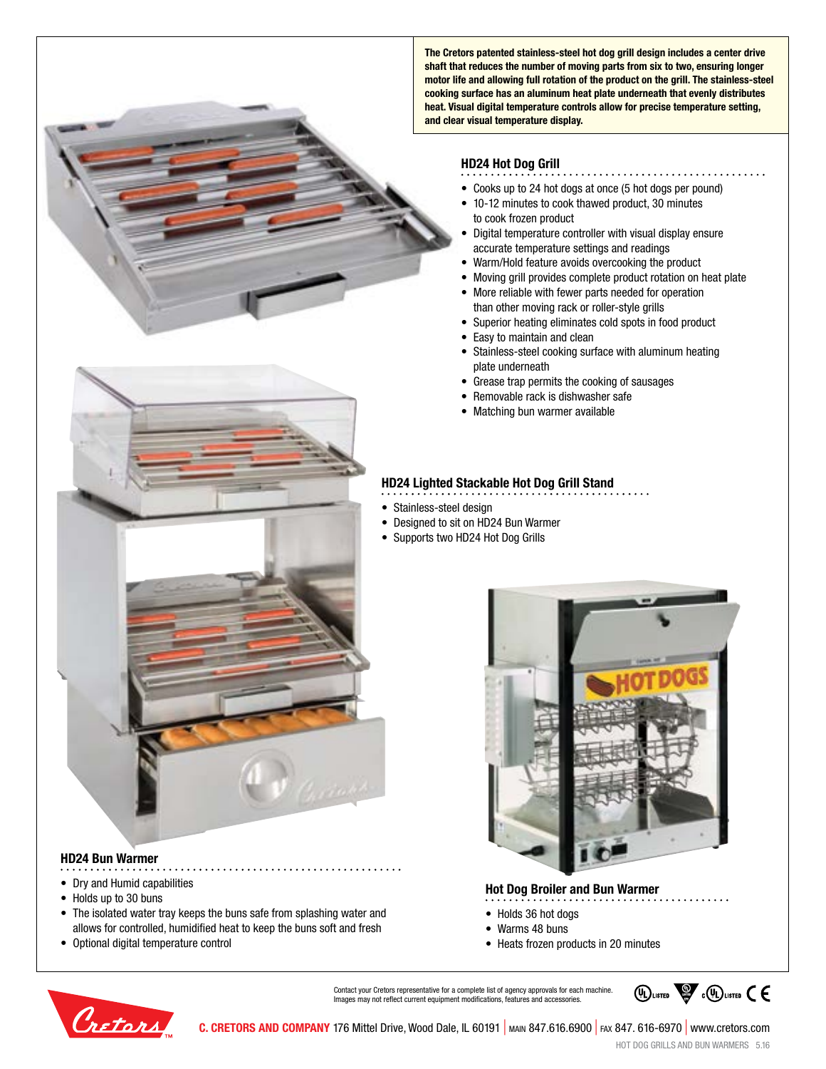**The Cretors patented stainless-steel hot dog grill design includes a center drive shaft that reduces the number of moving parts from six to two, ensuring longer motor life and allowing full rotation of the product on the grill. The stainless-steel cooking surface has an aluminum heat plate underneath that evenly distributes heat. Visual digital temperature controls allow for precise temperature setting, and clear visual temperature display.**

## HD24 Hot Dog Grill

- Cooks up to 24 hot dogs at once (5 hot dogs per pound)
- 10-12 minutes to cook thawed product, 30 minutes to cook frozen product
- Digital temperature controller with visual display ensure accurate temperature settings and readings
- Warm/Hold feature avoids overcooking the product
- Moving grill provides complete product rotation on heat plate
- More reliable with fewer parts needed for operation than other moving rack or roller-style grills
- Superior heating eliminates cold spots in food product
- Easy to maintain and clean
- Stainless-steel cooking surface with aluminum heating plate underneath
- Grease trap permits the cooking of sausages
- Removable rack is dishwasher safe
- Matching bun warmer available

## HD24 Lighted Stackable Hot Dog Grill Stand

- Stainless-steel design
- Designed to sit on HD24 Bun Warmer
- Supports two HD24 Hot Dog Grills

## HD24 Bun Warmer

- Dry and Humid capabilities
- Holds up to 30 buns
- The isolated water tray keeps the buns safe from splashing water and allows for controlled, humidified heat to keep the buns soft and fresh
- Optional digital temperature control

## Hot Dog Broiler and Bun Warmer

- Holds 36 hot dogs
- Warms 48 buns
- Heats frozen products in 20 minutes

Contact your Cretors representative for a complete list of agency approvals for each machine. Images may not reflect current equipment modifications, features and accessories.

**C. CRETORS AND COMPANY** 176 Mittel Drive, Wood Dale, IL 60191 | MAIN 847.616.6900 | FAX 847. 616-6970 | www.cretors.com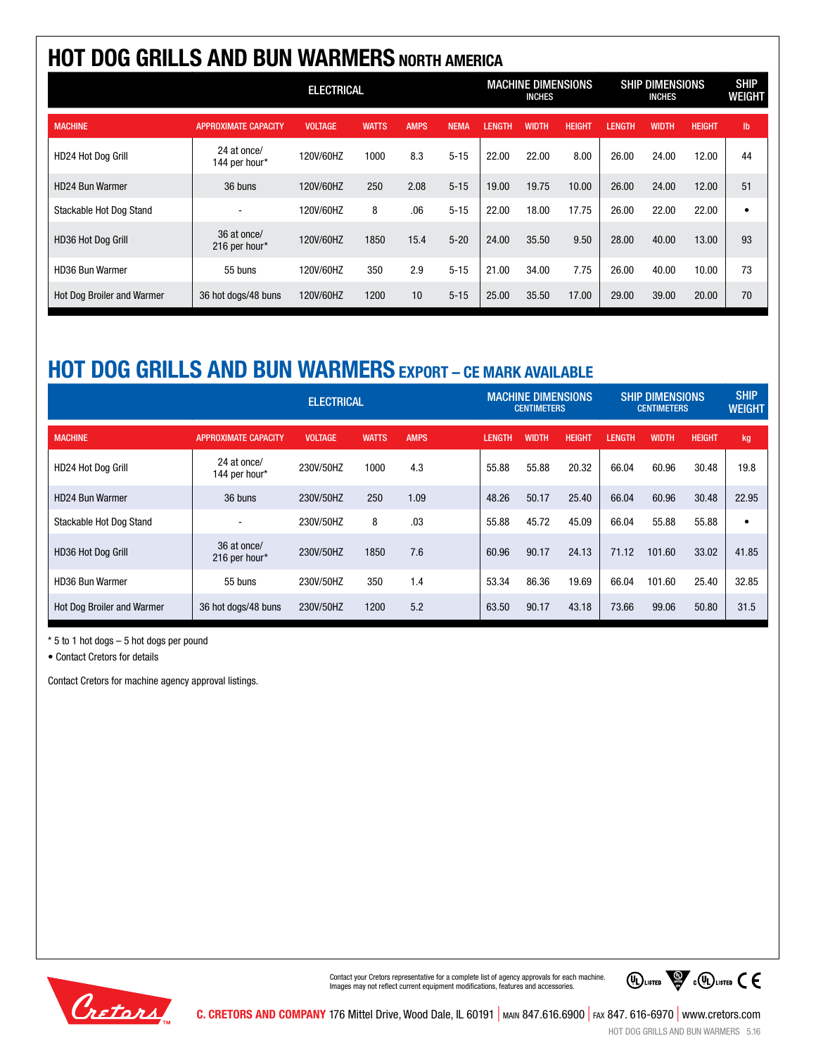# HOT DOG GRILLS AND BUN WARMERS NORTH AMERICA

| | | ELECTRICAL | | | | MACHINE DIMENSIONS INCHES | | | SHIP DIMENSIONS INCHES | | | SHIP WEIGHT |
|---|---|---|---|---|---|---|---|---|---|---|---|---|
| MACHINE | APPROXIMATE CAPACITY | VOLTAGE | WATTS | AMPS | NEMA | LENGTH | WIDTH | HEIGHT | LENGTH | WIDTH | HEIGHT | lb |
| HD24 Hot Dog Grill | 24 at once/ 144 per hour* | 120V/60HZ | 1000 | 8.3 | 5-15 | 22.00 | 22.00 | 8.00 | 26.00 | 24.00 | 12.00 | 44 |
| HD24 Bun Warmer | 36 buns | 120V/60HZ | 250 | 2.08 | 5-15 | 19.00 | 19.75 | 10.00 | 26.00 | 24.00 | 12.00 | 51 |
| Stackable Hot Dog Stand | - | 120V/60HZ | 8 | .06 | 5-15 | 22.00 | 18.00 | 17.75 | 26.00 | 22.00 | 22.00 | • |
| HD36 Hot Dog Grill | 36 at once/ 216 per hour* | 120V/60HZ | 1850 | 15.4 | 5-20 | 24.00 | 35.50 | 9.50 | 28.00 | 40.00 | 13.00 | 93 |
| HD36 Bun Warmer | 55 buns | 120V/60HZ | 350 | 2.9 | 5-15 | 21.00 | 34.00 | 7.75 | 26.00 | 40.00 | 10.00 | 73 |
| Hot Dog Broiler and Warmer | 36 hot dogs/48 buns | 120V/60HZ | 1200 | 10 | 5-15 | 25.00 | 35.50 | 17.00 | 29.00 | 39.00 | 20.00 | 70 |

# HOT DOG GRILLS AND BUN WARMERS EXPORT – CE MARK AVAILABLE

| | | ELECTRICAL | | | MACHINE DIMENSIONS CENTIMETERS | | | SHIP DIMENSIONS CENTIMETERS | | | SHIP WEIGHT |
|---|---|---|---|---|---|---|---|---|---|---|---|
| MACHINE | APPROXIMATE CAPACITY | VOLTAGE | WATTS | AMPS | LENGTH | WIDTH | HEIGHT | LENGTH | WIDTH | HEIGHT | kg |
| HD24 Hot Dog Grill | 24 at once/ 144 per hour* | 230V/50HZ | 1000 | 4.3 | 55.88 | 55.88 | 20.32 | 66.04 | 60.96 | 30.48 | 19.8 |
| HD24 Bun Warmer | 36 buns | 230V/50HZ | 250 | 1.09 | 48.26 | 50.17 | 25.40 | 66.04 | 60.96 | 30.48 | 22.95 |
| Stackable Hot Dog Stand | - | 230V/50HZ | 8 | .03 | 55.88 | 45.72 | 45.09 | 66.04 | 55.88 | 55.88 | • |
| HD36 Hot Dog Grill | 36 at once/ 216 per hour* | 230V/50HZ | 1850 | 7.6 | 60.96 | 90.17 | 24.13 | 71.12 | 101.60 | 33.02 | 41.85 |
| HD36 Bun Warmer | 55 buns | 230V/50HZ | 350 | 1.4 | 53.34 | 86.36 | 19.69 | 66.04 | 101.60 | 25.40 | 32.85 |
| Hot Dog Broiler and Warmer | 36 hot dogs/48 buns | 230V/50HZ | 1200 | 5.2 | 63.50 | 90.17 | 43.18 | 73.66 | 99.06 | 50.80 | 31.5 |

* 5 to 1 hot dogs – 5 hot dogs per pound

• Contact Cretors for details

Contact Cretors for machine agency approval listings.

Contact your Cretors representative for a complete list of agency approvals for each machine. Images may not reflect current equipment modifications, features and accessories.

**C. CRETORS AND COMPANY** 176 Mittel Drive, Wood Dale, IL 60191 | MAIN 847.616.6900 | FAX 847. 616-6970 | www.cretors.com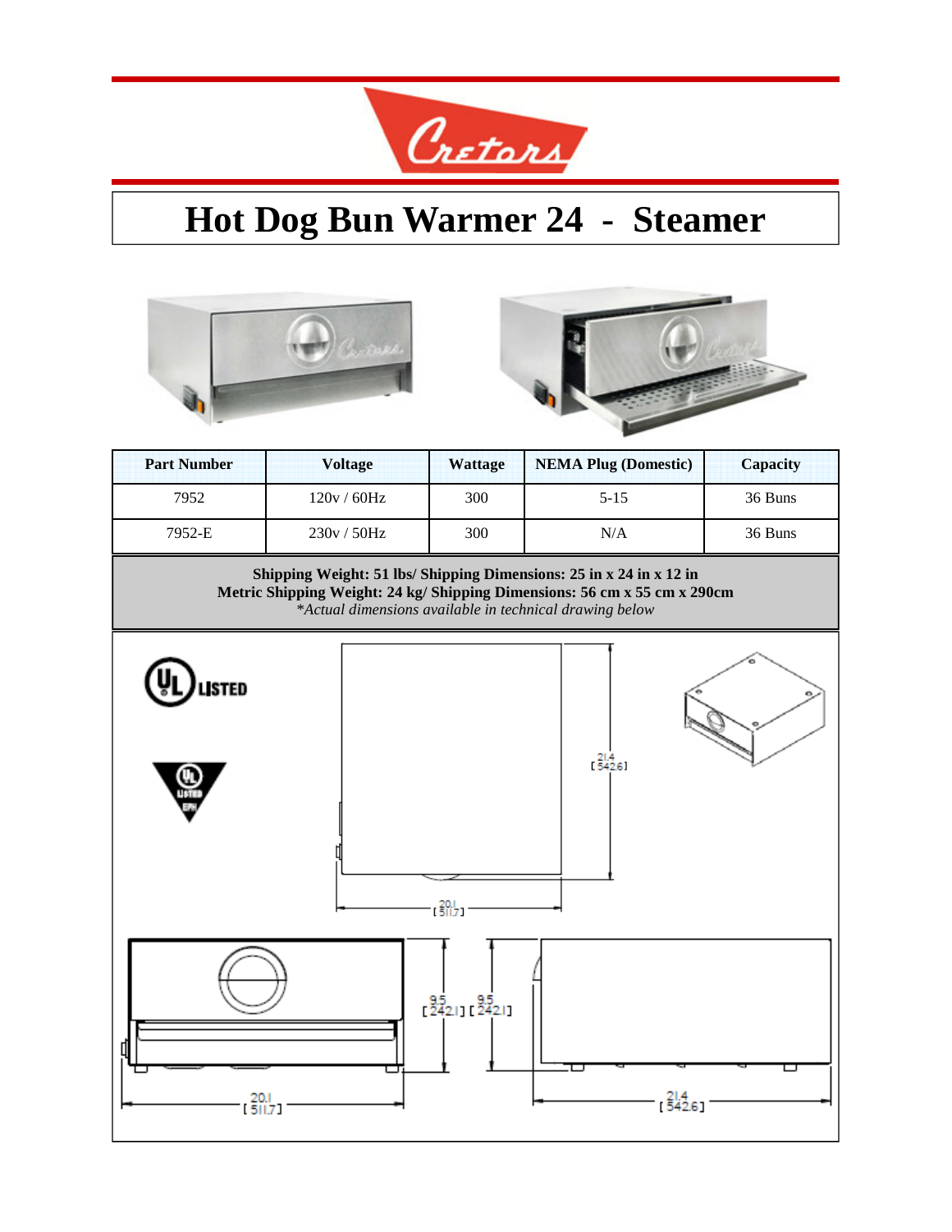# Hot Dog Bun Warmer 24 - Steamer

| Part Number | Voltage | Wattage | NEMA Plug (Domestic) | Capacity |
|---|---|---|---|---|
| 7952 | 120v / 60Hz | 300 | 5-15 | 36 Buns |
| 7952-E | 230v / 50Hz | 300 | N/A | 36 Buns |

**Shipping Weight: 51 lbs/ Shipping Dimensions: 25 in x 24 in x 12 in**
**Metric Shipping Weight: 24 kg/ Shipping Dimensions: 56 cm x 55 cm x 290cm**
*\*Actual dimensions available in technical drawing below*

UL LISTED

21.4
[542.6]

20.1
[511.7]

9.5
[242.1]

9.5
[242.1]

20.1
[511.7]

21.4
[542.6]